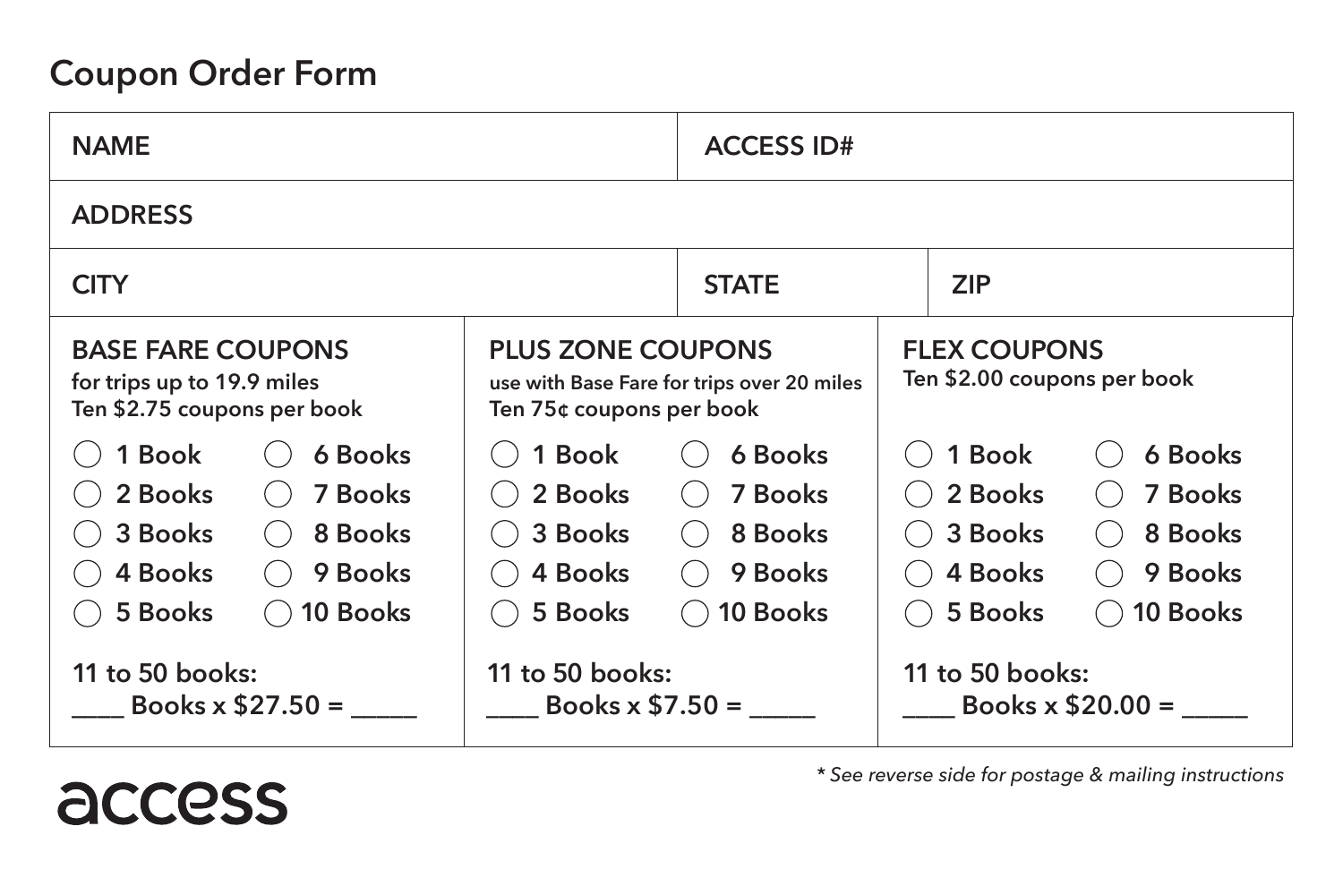# Coupon Order Form

| NAME | | ACCESS ID# |
|---|---|---|
| ADDRESS | | |
| CITY | STATE | ZIP |

| BASE FARE COUPONS | PLUS ZONE COUPONS | FLEX COUPONS |
|---|---|---|
| for trips up to 19.9 miles<br>Ten $2.75 coupons per book | use with Base Fare for trips over 20 miles<br>Ten 75¢ coupons per book | Ten $2.00 coupons per book |
| ◯ 1 Book ◯ 6 Books | ◯ 1 Book ◯ 6 Books | ◯ 1 Book ◯ 6 Books |
| ◯ 2 Books ◯ 7 Books | ◯ 2 Books ◯ 7 Books | ◯ 2 Books ◯ 7 Books |
| ◯ 3 Books ◯ 8 Books | ◯ 3 Books ◯ 8 Books | ◯ 3 Books ◯ 8 Books |
| ◯ 4 Books ◯ 9 Books | ◯ 4 Books ◯ 9 Books | ◯ 4 Books ◯ 9 Books |
| ◯ 5 Books ◯ 10 Books | ◯ 5 Books ◯ 10 Books | ◯ 5 Books ◯ 10 Books |
| 11 to 50 books:<br>____ Books x $27.50 = _____ | 11 to 50 books:<br>____ Books x $7.50 = _____ | 11 to 50 books:<br>____ Books x $20.00 = _____ |

access

*\* See reverse side for postage & mailing instructions*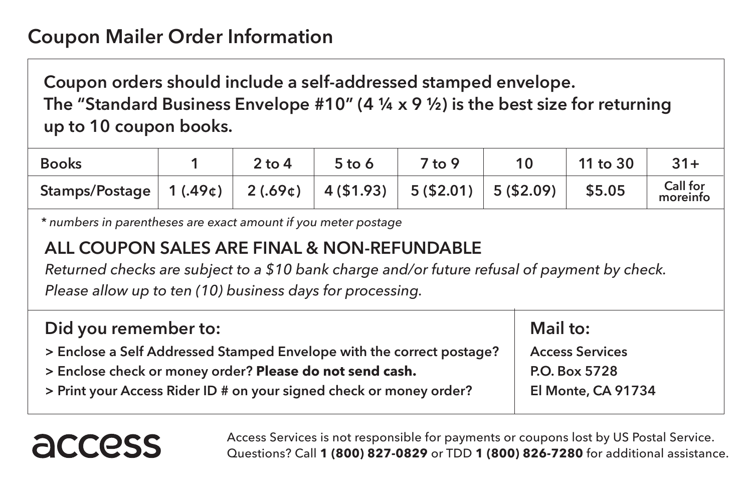## Coupon Mailer Order Information

**Coupon orders should include a self-addressed stamped envelope.**
**The "Standard Business Envelope #10" (4 ¼ x 9 ½) is the best size for returning up to 10 coupon books.**

| Books | 1 | 2 to 4 | 5 to 6 | 7 to 9 | 10 | 11 to 30 | 31+ |
|---|---|---|---|---|---|---|---|
| Stamps/Postage | 1 (.49¢) | 2 (.69¢) | 4 ($1.93) | 5 ($2.01) | 5 ($2.09) | $5.05 | Call for moreinfo |

*\* numbers in parentheses are exact amount if you meter postage*

### ALL COUPON SALES ARE FINAL & NON-REFUNDABLE

*Returned checks are subject to a $10 bank charge and/or future refusal of payment by check.*

*Please allow up to ten (10) business days for processing.*

### Did you remember to:

> Enclose a Self Addressed Stamped Envelope with the correct postage?

> Enclose check or money order? **Please do not send cash.**

> Print your Access Rider ID # on your signed check or money order?

### Mail to:

Access Services
P.O. Box 5728
El Monte, CA 91734

access

Access Services is not responsible for payments or coupons lost by US Postal Service.
Questions? Call **1 (800) 827-0829** or TDD **1 (800) 826-7280** for additional assistance.